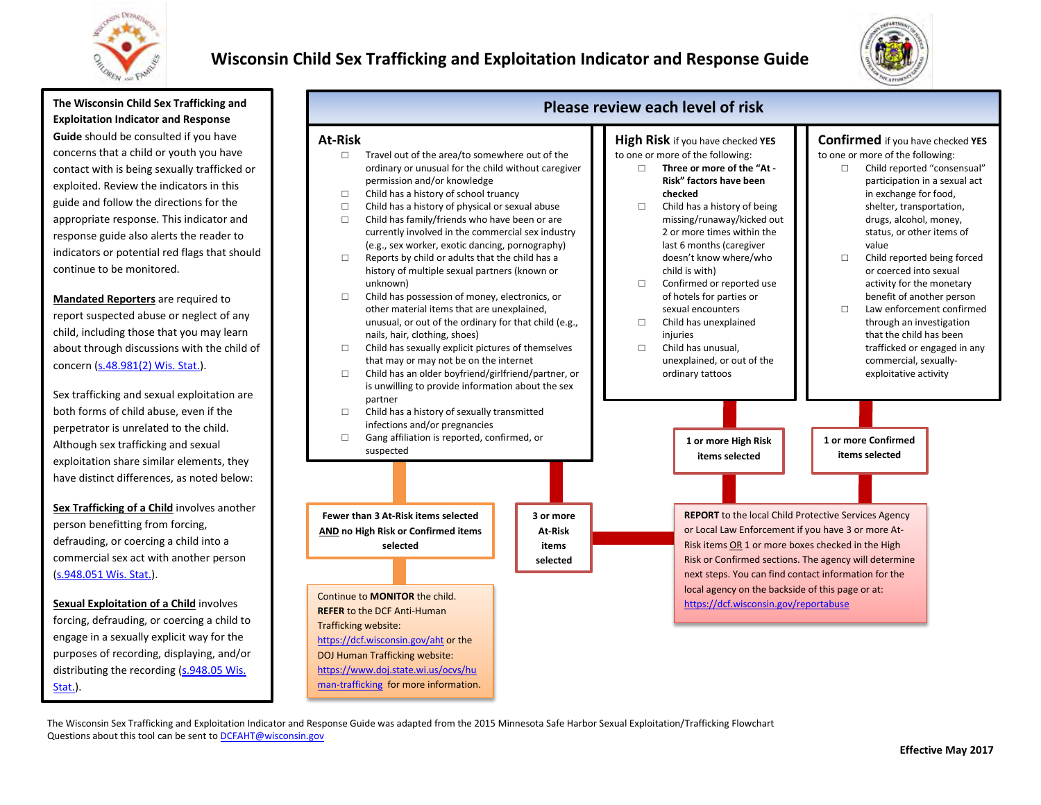# Wisconsin Child Sex Trafficking and Exploitation Indicator and Response Guide

**The Wisconsin Child Sex Trafficking and Exploitation Indicator and Response Guide** should be consulted if you have concerns that a child or youth you have contact with is being sexually trafficked or exploited. Review the indicators in this guide and follow the directions for the appropriate response. This indicator and response guide also alerts the reader to indicators or potential red flags that should continue to be monitored.

**Mandated Reporters** are required to report suspected abuse or neglect of any child, including those that you may learn about through discussions with the child of concern (s.48.981(2) Wis. Stat.).

Sex trafficking and sexual exploitation are both forms of child abuse, even if the perpetrator is unrelated to the child. Although sex trafficking and sexual exploitation share similar elements, they have distinct differences, as noted below:

**Sex Trafficking of a Child** involves another person benefitting from forcing, defrauding, or coercing a child into a commercial sex act with another person (s.948.051 Wis. Stat.).

**Sexual Exploitation of a Child** involves forcing, defrauding, or coercing a child to engage in a sexually explicit way for the purposes of recording, displaying, and/or distributing the recording (s.948.05 Wis. Stat.).

## Please review each level of risk

### At-Risk

- ☐ Travel out of the area/to somewhere out of the ordinary or unusual for the child without caregiver permission and/or knowledge
- ☐ Child has a history of school truancy
- ☐ Child has a history of physical or sexual abuse
- ☐ Child has family/friends who have been or are currently involved in the commercial sex industry (e.g., sex worker, exotic dancing, pornography)
- ☐ Reports by child or adults that the child has a history of multiple sexual partners (known or unknown)
- ☐ Child has possession of money, electronics, or other material items that are unexplained, unusual, or out of the ordinary for that child (e.g., nails, hair, clothing, shoes)
- ☐ Child has sexually explicit pictures of themselves that may or may not be on the internet
- ☐ Child has an older boyfriend/girlfriend/partner, or is unwilling to provide information about the sex partner
- ☐ Child has a history of sexually transmitted infections and/or pregnancies
- ☐ Gang affiliation is reported, confirmed, or suspected

### High Risk if you have checked YES to one or more of the following:

- ☐ **Three or more of the "At-Risk" factors have been checked**
- ☐ Child has a history of being missing/runaway/kicked out 2 or more times within the last 6 months (caregiver doesn't know where/who child is with)
- ☐ Confirmed or reported use of hotels for parties or sexual encounters
- ☐ Child has unexplained injuries
- ☐ Child has unusual, unexplained, or out of the ordinary tattoos

### Confirmed if you have checked YES to one or more of the following:

- ☐ Child reported "consensual" participation in a sexual act in exchange for food, shelter, transportation, drugs, alcohol, money, status, or other items of value
- ☐ Child reported being forced or coerced into sexual activity for the monetary benefit of another person
- ☐ Law enforcement confirmed through an investigation that the child has been trafficked or engaged in any commercial, sexually-exploitative activity

**Fewer than 3 At-Risk items selected AND no High Risk or Confirmed items selected**

Continue to **MONITOR** the child. **REFER** to the DCF Anti-Human Trafficking website: https://dcf.wisconsin.gov/aht or the DOJ Human Trafficking website: https://www.doj.state.wi.us/ocvs/human-trafficking for more information.

**3 or more At-Risk items selected**

**1 or more High Risk items selected**

**1 or more Confirmed items selected**

**REPORT** to the local Child Protective Services Agency or Local Law Enforcement if you have 3 or more At-Risk items OR 1 or more boxes checked in the High Risk or Confirmed sections. The agency will determine next steps. You can find contact information for the local agency on the backside of this page or at: https://dcf.wisconsin.gov/reportabuse

The Wisconsin Sex Trafficking and Exploitation Indicator and Response Guide was adapted from the 2015 Minnesota Safe Harbor Sexual Exploitation/Trafficking Flowchart
Questions about this tool can be sent to DCFAHT@wisconsin.gov

**Effective May 2017**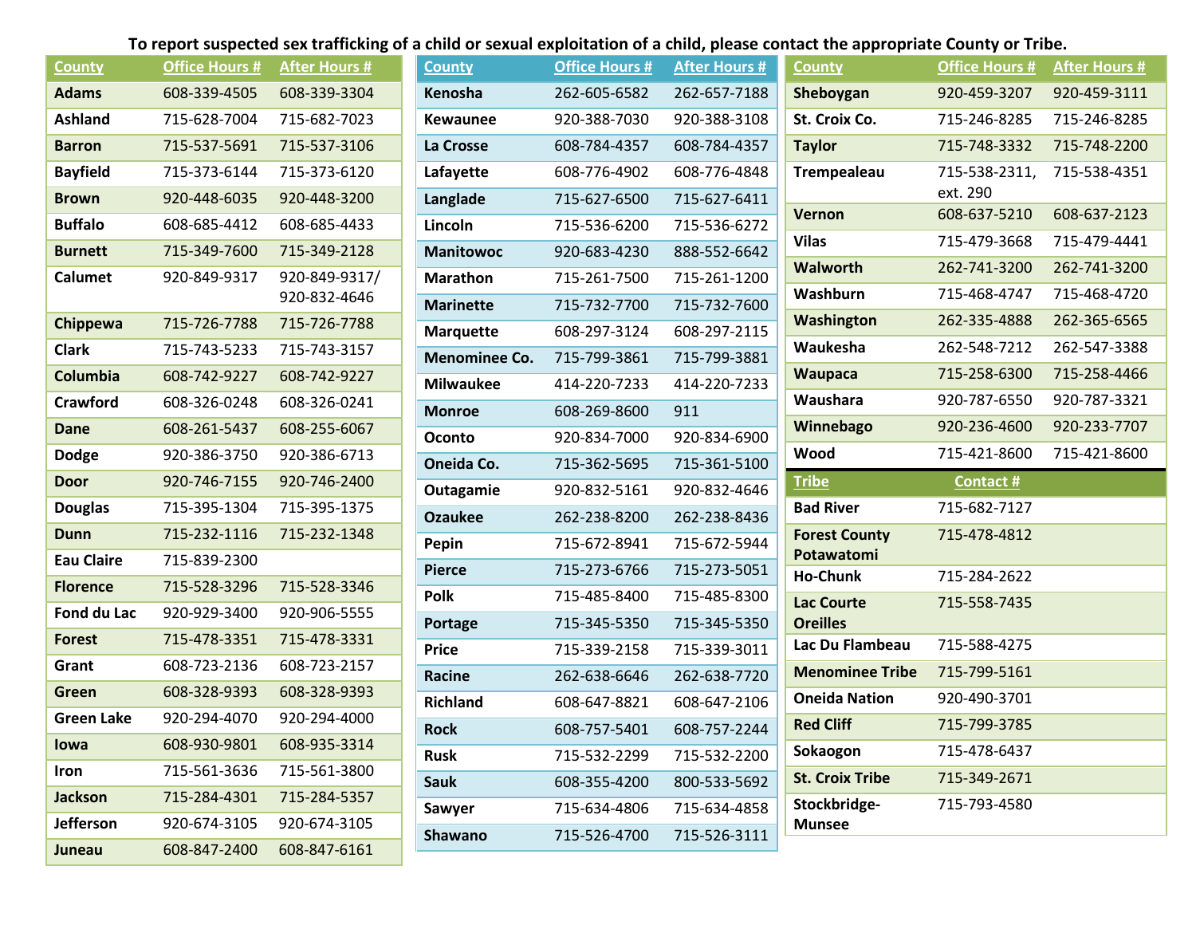**To report suspected sex trafficking of a child or sexual exploitation of a child, please contact the appropriate County or Tribe.**

| County | Office Hours # | After Hours # |
|---|---|---|
| Adams | 608-339-4505 | 608-339-3304 |
| Ashland | 715-628-7004 | 715-682-7023 |
| Barron | 715-537-5691 | 715-537-3106 |
| Bayfield | 715-373-6144 | 715-373-6120 |
| Brown | 920-448-6035 | 920-448-3200 |
| Buffalo | 608-685-4412 | 608-685-4433 |
| Burnett | 715-349-7600 | 715-349-2128 |
| Calumet | 920-849-9317 | 920-849-9317/ 920-832-4646 |
| Chippewa | 715-726-7788 | 715-726-7788 |
| Clark | 715-743-5233 | 715-743-3157 |
| Columbia | 608-742-9227 | 608-742-9227 |
| Crawford | 608-326-0248 | 608-326-0241 |
| Dane | 608-261-5437 | 608-255-6067 |
| Dodge | 920-386-3750 | 920-386-6713 |
| Door | 920-746-7155 | 920-746-2400 |
| Douglas | 715-395-1304 | 715-395-1375 |
| Dunn | 715-232-1116 | 715-232-1348 |
| Eau Claire | 715-839-2300 | |
| Florence | 715-528-3296 | 715-528-3346 |
| Fond du Lac | 920-929-3400 | 920-906-5555 |
| Forest | 715-478-3351 | 715-478-3331 |
| Grant | 608-723-2136 | 608-723-2157 |
| Green | 608-328-9393 | 608-328-9393 |
| Green Lake | 920-294-4070 | 920-294-4000 |
| Iowa | 608-930-9801 | 608-935-3314 |
| Iron | 715-561-3636 | 715-561-3800 |
| Jackson | 715-284-4301 | 715-284-5357 |
| Jefferson | 920-674-3105 | 920-674-3105 |
| Juneau | 608-847-2400 | 608-847-6161 |
| Kenosha | 262-605-6582 | 262-657-7188 |
| Kewaunee | 920-388-7030 | 920-388-3108 |
| La Crosse | 608-784-4357 | 608-784-4357 |
| Lafayette | 608-776-4902 | 608-776-4848 |
| Langlade | 715-627-6500 | 715-627-6411 |
| Lincoln | 715-536-6200 | 715-536-6272 |
| Manitowoc | 920-683-4230 | 888-552-6642 |
| Marathon | 715-261-7500 | 715-261-1200 |
| Marinette | 715-732-7700 | 715-732-7600 |
| Marquette | 608-297-3124 | 608-297-2115 |
| Menominee Co. | 715-799-3861 | 715-799-3881 |
| Milwaukee | 414-220-7233 | 414-220-7233 |
| Monroe | 608-269-8600 | 911 |
| Oconto | 920-834-7000 | 920-834-6900 |
| Oneida Co. | 715-362-5695 | 715-361-5100 |
| Outagamie | 920-832-5161 | 920-832-4646 |
| Ozaukee | 262-238-8200 | 262-238-8436 |
| Pepin | 715-672-8941 | 715-672-5944 |
| Pierce | 715-273-6766 | 715-273-5051 |
| Polk | 715-485-8400 | 715-485-8300 |
| Portage | 715-345-5350 | 715-345-5350 |
| Price | 715-339-2158 | 715-339-3011 |
| Racine | 262-638-6646 | 262-638-7720 |
| Richland | 608-647-8821 | 608-647-2106 |
| Rock | 608-757-5401 | 608-757-2244 |
| Rusk | 715-532-2299 | 715-532-2200 |
| Sauk | 608-355-4200 | 800-533-5692 |
| Sawyer | 715-634-4806 | 715-634-4858 |
| Shawano | 715-526-4700 | 715-526-3111 |
| Sheboygan | 920-459-3207 | 920-459-3111 |
| St. Croix Co. | 715-246-8285 | 715-246-8285 |
| Taylor | 715-748-3332 | 715-748-2200 |
| Trempealeau | 715-538-2311, ext. 290 | 715-538-4351 |
| Vernon | 608-637-5210 | 608-637-2123 |
| Vilas | 715-479-3668 | 715-479-4441 |
| Walworth | 262-741-3200 | 262-741-3200 |
| Washburn | 715-468-4747 | 715-468-4720 |
| Washington | 262-335-4888 | 262-365-6565 |
| Waukesha | 262-548-7212 | 262-547-3388 |
| Waupaca | 715-258-6300 | 715-258-4466 |
| Waushara | 920-787-6550 | 920-787-3321 |
| Winnebago | 920-236-4600 | 920-233-7707 |
| Wood | 715-421-8600 | 715-421-8600 |

| Tribe | Contact # |
|---|---|
| Bad River | 715-682-7127 |
| Forest County Potawatomi | 715-478-4812 |
| Ho-Chunk | 715-284-2622 |
| Lac Courte Oreilles | 715-558-7435 |
| Lac Du Flambeau | 715-588-4275 |
| Menominee Tribe | 715-799-5161 |
| Oneida Nation | 920-490-3701 |
| Red Cliff | 715-799-3785 |
| Sokaogon | 715-478-6437 |
| St. Croix Tribe | 715-349-2671 |
| Stockbridge-Munsee | 715-793-4580 |